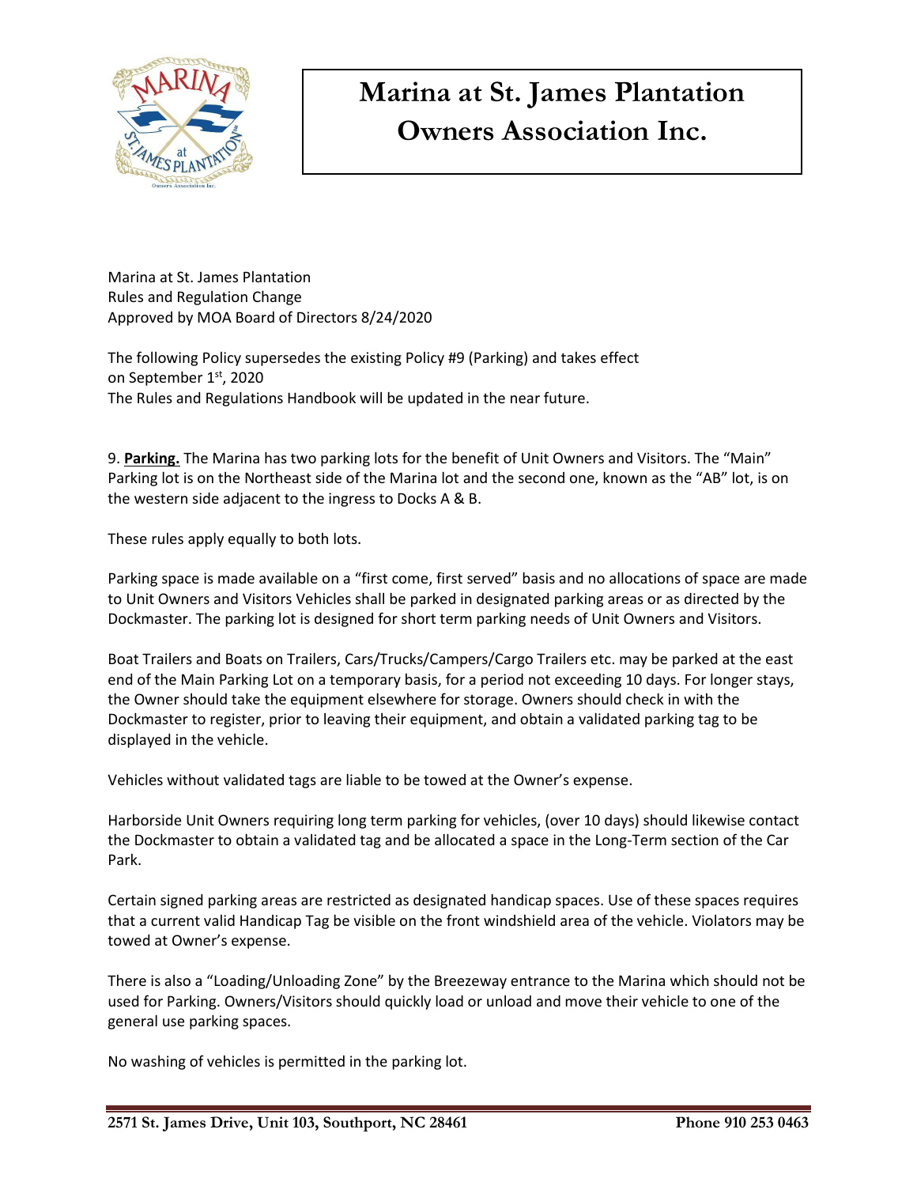// Marina at St. James Plantation Owners Association Inc.

# Marina at St. James Plantation Owners Association Inc.

Marina at St. James Plantation
Rules and Regulation Change
Approved by MOA Board of Directors 8/24/2020

The following Policy supersedes the existing Policy #9 (Parking) and takes effect on September 1st, 2020
The Rules and Regulations Handbook will be updated in the near future.

9. **Parking.** The Marina has two parking lots for the benefit of Unit Owners and Visitors. The "Main" Parking lot is on the Northeast side of the Marina lot and the second one, known as the "AB" lot, is on the western side adjacent to the ingress to Docks A & B.

These rules apply equally to both lots.

Parking space is made available on a "first come, first served" basis and no allocations of space are made to Unit Owners and Visitors Vehicles shall be parked in designated parking areas or as directed by the Dockmaster. The parking lot is designed for short term parking needs of Unit Owners and Visitors.

Boat Trailers and Boats on Trailers, Cars/Trucks/Campers/Cargo Trailers etc. may be parked at the east end of the Main Parking Lot on a temporary basis, for a period not exceeding 10 days. For longer stays, the Owner should take the equipment elsewhere for storage. Owners should check in with the Dockmaster to register, prior to leaving their equipment, and obtain a validated parking tag to be displayed in the vehicle.

Vehicles without validated tags are liable to be towed at the Owner's expense.

Harborside Unit Owners requiring long term parking for vehicles, (over 10 days) should likewise contact the Dockmaster to obtain a validated tag and be allocated a space in the Long-Term section of the Car Park.

Certain signed parking areas are restricted as designated handicap spaces. Use of these spaces requires that a current valid Handicap Tag be visible on the front windshield area of the vehicle. Violators may be towed at Owner's expense.

There is also a "Loading/Unloading Zone" by the Breezeway entrance to the Marina which should not be used for Parking. Owners/Visitors should quickly load or unload and move their vehicle to one of the general use parking spaces.

No washing of vehicles is permitted in the parking lot.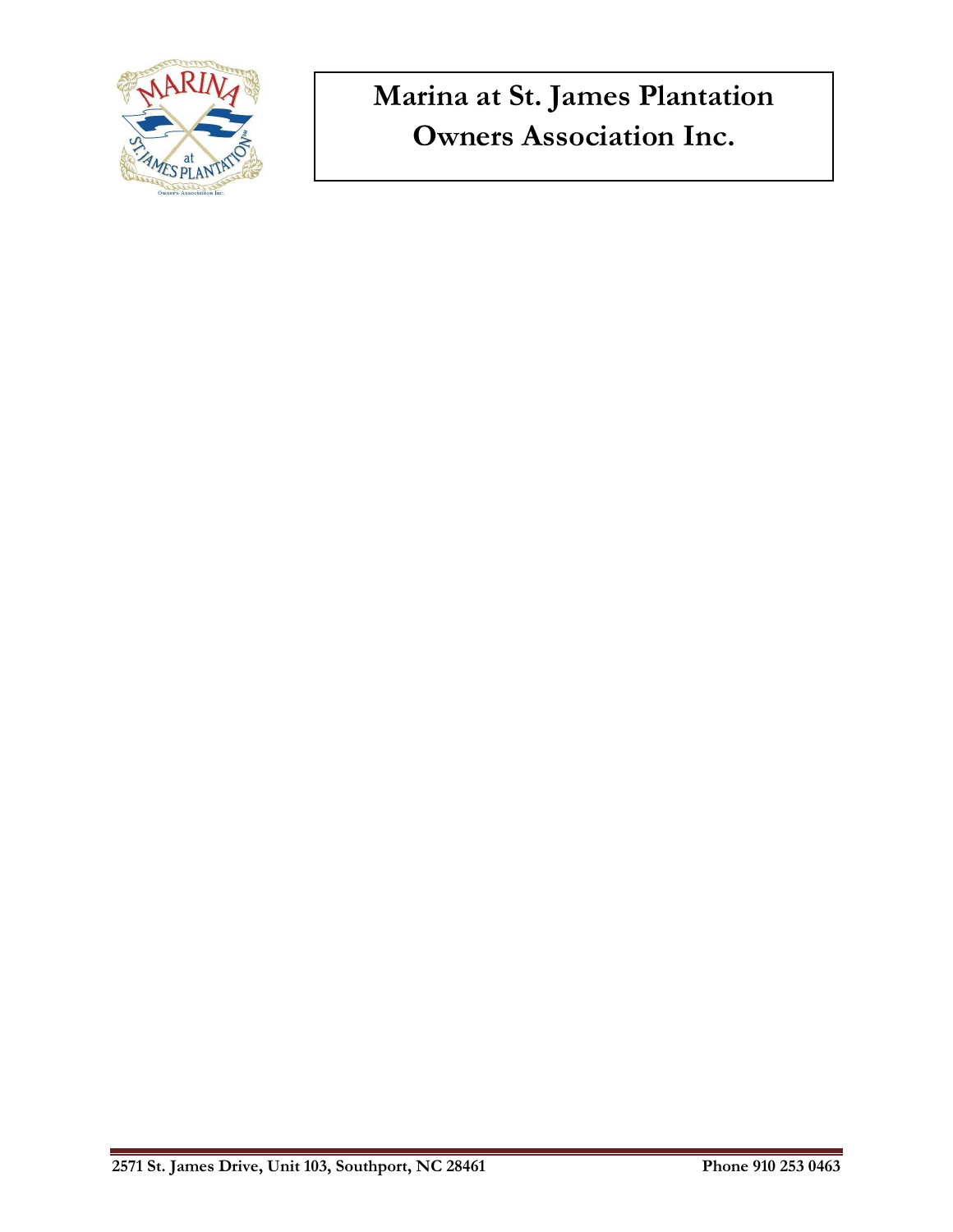# Marina at St. James Plantation Owners Association Inc.

2571 St. James Drive, Unit 103, Southport, NC 28461 Phone 910 253 0463